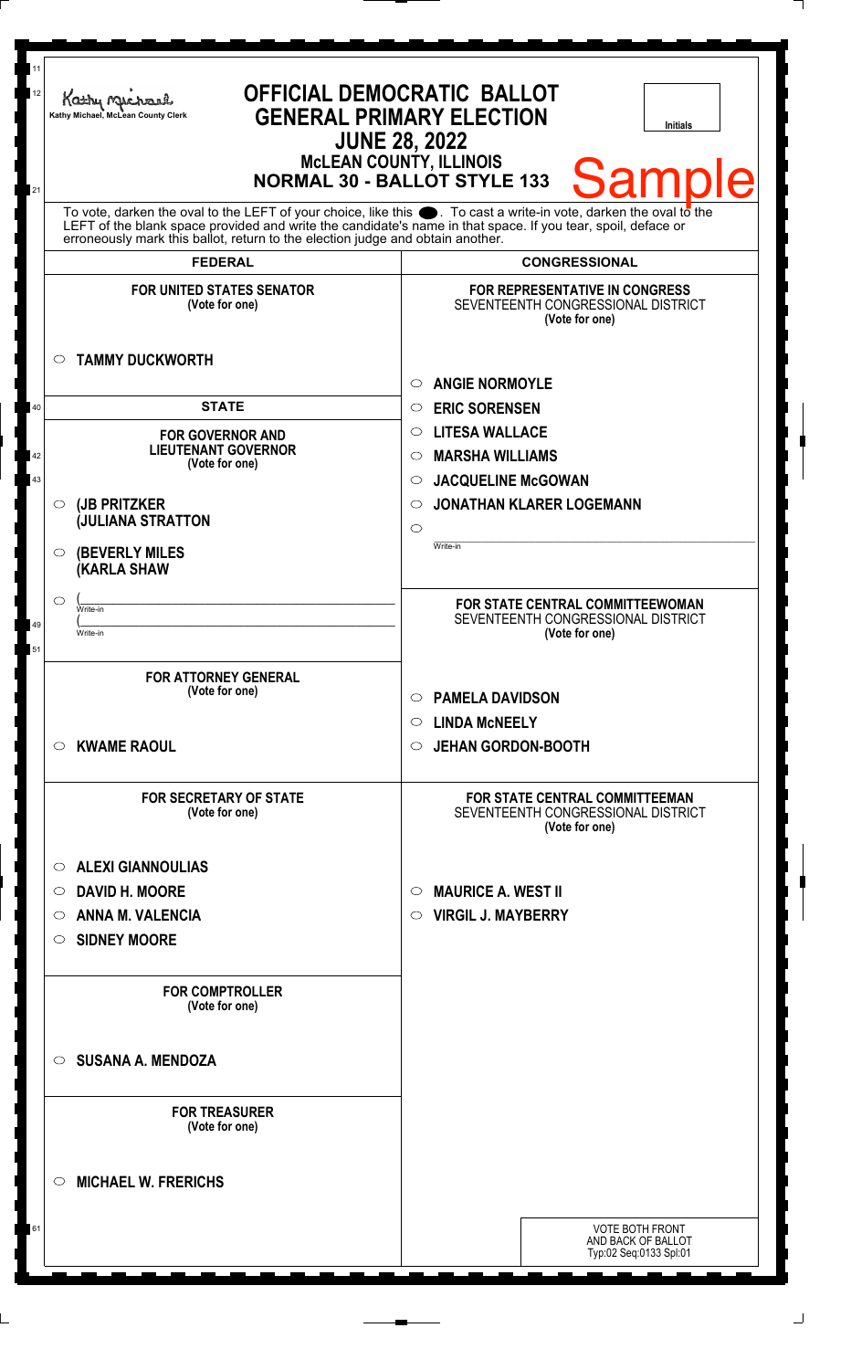Kathy Michael, McLean County Clerk

# OFFICIAL DEMOCRATIC BALLOT
## GENERAL PRIMARY ELECTION
## JUNE 28, 2022
### McLEAN COUNTY, ILLINOIS
### NORMAL 30 - BALLOT STYLE 133

Initials

**Sample**

To vote, darken the oval to the LEFT of your choice, like this ●. To cast a write-in vote, darken the oval to the LEFT of the blank space provided and write the candidate's name in that space. If you tear, spoil, deface or erroneously mark this ballot, return to the election judge and obtain another.

## FEDERAL

**FOR UNITED STATES SENATOR**
(Vote for one)

○ **TAMMY DUCKWORTH**

## STATE

**FOR GOVERNOR AND LIEUTENANT GOVERNOR**
(Vote for one)

○ **(JB PRITZKER**
**(JULIANA STRATTON**

○ **(BEVERLY MILES**
**(KARLA SHAW**

○ (\_\_\_\_\_\_\_\_\_\_\_\_\_\_\_\_ Write-in
(\_\_\_\_\_\_\_\_\_\_\_\_\_\_\_\_ Write-in

**FOR ATTORNEY GENERAL**
(Vote for one)

○ **KWAME RAOUL**

**FOR SECRETARY OF STATE**
(Vote for one)

○ **ALEXI GIANNOULIAS**
○ **DAVID H. MOORE**
○ **ANNA M. VALENCIA**
○ **SIDNEY MOORE**

**FOR COMPTROLLER**
(Vote for one)

○ **SUSANA A. MENDOZA**

**FOR TREASURER**
(Vote for one)

○ **MICHAEL W. FRERICHS**

## CONGRESSIONAL

**FOR REPRESENTATIVE IN CONGRESS**
SEVENTEENTH CONGRESSIONAL DISTRICT
(Vote for one)

○ **ANGIE NORMOYLE**
○ **ERIC SORENSEN**
○ **LITESA WALLACE**
○ **MARSHA WILLIAMS**
○ **JACQUELINE McGOWAN**
○ **JONATHAN KLARER LOGEMANN**
○ \_\_\_\_\_\_\_\_\_\_\_\_\_\_\_\_ Write-in

**FOR STATE CENTRAL COMMITTEEWOMAN**
SEVENTEENTH CONGRESSIONAL DISTRICT
(Vote for one)

○ **PAMELA DAVIDSON**
○ **LINDA McNEELY**
○ **JEHAN GORDON-BOOTH**

**FOR STATE CENTRAL COMMITTEEMAN**
SEVENTEENTH CONGRESSIONAL DISTRICT
(Vote for one)

○ **MAURICE A. WEST II**
○ **VIRGIL J. MAYBERRY**

VOTE BOTH FRONT AND BACK OF BALLOT
Typ:02 Seq:0133 Spl:01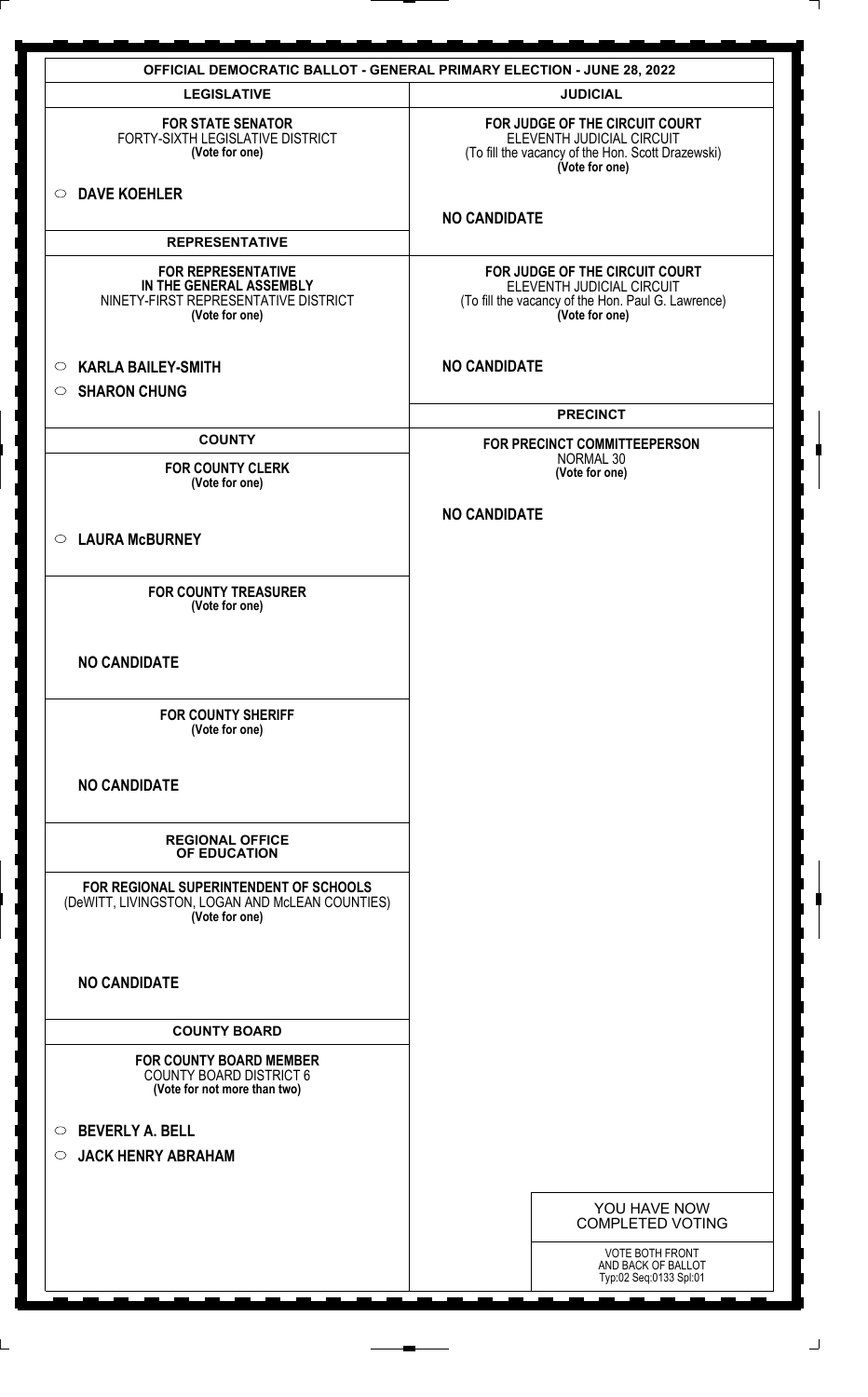# OFFICIAL DEMOCRATIC BALLOT - GENERAL PRIMARY ELECTION - JUNE 28, 2022

## LEGISLATIVE

**FOR STATE SENATOR**
FORTY-SIXTH LEGISLATIVE DISTRICT
**(Vote for one)**

- ○ **DAVE KOEHLER**

## REPRESENTATIVE

**FOR REPRESENTATIVE IN THE GENERAL ASSEMBLY**
NINETY-FIRST REPRESENTATIVE DISTRICT
**(Vote for one)**

- ○ **KARLA BAILEY-SMITH**
- ○ **SHARON CHUNG**

## COUNTY

**FOR COUNTY CLERK**
**(Vote for one)**

- ○ **LAURA McBURNEY**

**FOR COUNTY TREASURER**
**(Vote for one)**

**NO CANDIDATE**

**FOR COUNTY SHERIFF**
**(Vote for one)**

**NO CANDIDATE**

## REGIONAL OFFICE OF EDUCATION

**FOR REGIONAL SUPERINTENDENT OF SCHOOLS**
(DeWITT, LIVINGSTON, LOGAN AND McLEAN COUNTIES)
**(Vote for one)**

**NO CANDIDATE**

## COUNTY BOARD

**FOR COUNTY BOARD MEMBER**
COUNTY BOARD DISTRICT 6
**(Vote for not more than two)**

- ○ **BEVERLY A. BELL**
- ○ **JACK HENRY ABRAHAM**

## JUDICIAL

**FOR JUDGE OF THE CIRCUIT COURT**
ELEVENTH JUDICIAL CIRCUIT
(To fill the vacancy of the Hon. Scott Drazewski)
**(Vote for one)**

**NO CANDIDATE**

**FOR JUDGE OF THE CIRCUIT COURT**
ELEVENTH JUDICIAL CIRCUIT
(To fill the vacancy of the Hon. Paul G. Lawrence)
**(Vote for one)**

**NO CANDIDATE**

## PRECINCT

**FOR PRECINCT COMMITTEEPERSON**
NORMAL 30
**(Vote for one)**

**NO CANDIDATE**

YOU HAVE NOW COMPLETED VOTING

VOTE BOTH FRONT AND BACK OF BALLOT
Typ:02 Seq:0133 Spl:01